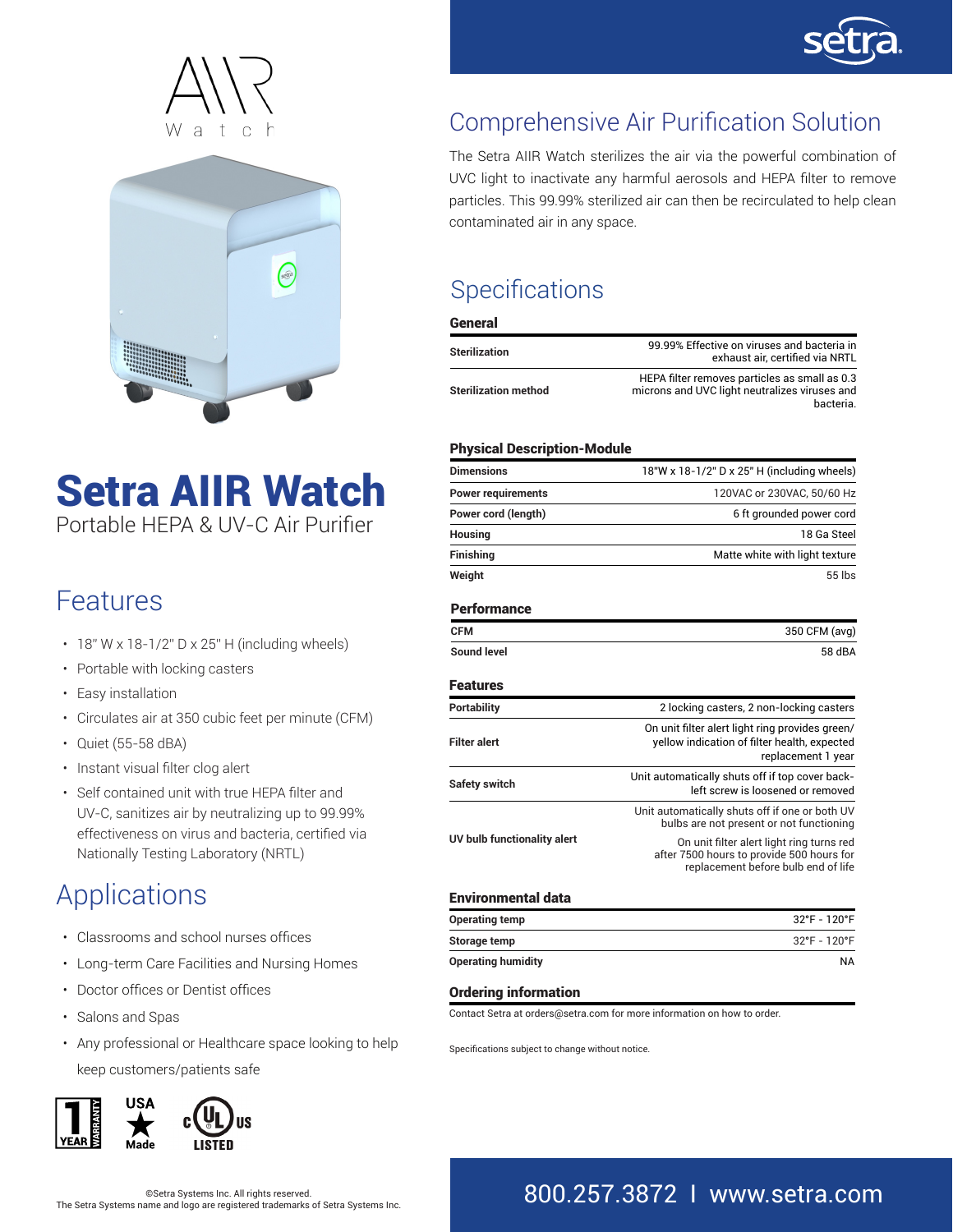# Setra AIIR Watch

Portable HEPA & UV-C Air Purifier

## Features

- 18" W x 18-1/2" D x 25" H (including wheels)
- Portable with locking casters
- Easy installation
- Circulates air at 350 cubic feet per minute (CFM)
- Quiet (55-58 dBA)
- Instant visual filter clog alert
- Self contained unit with true HEPA filter and UV-C, sanitizes air by neutralizing up to 99.99% effectiveness on virus and bacteria, certified via Nationally Testing Laboratory (NRTL)

## Applications

- Classrooms and school nurses offices
- Long-term Care Facilities and Nursing Homes
- Doctor offices or Dentist offices
- Salons and Spas
- Any professional or Healthcare space looking to help keep customers/patients safe

1 YEAR WARRANTY | USA Made | c UL US LISTED

## Comprehensive Air Purification Solution

The Setra AIIR Watch sterilizes the air via the powerful combination of UVC light to inactivate any harmful aerosols and HEPA filter to remove particles. This 99.99% sterilized air can then be recirculated to help clean contaminated air in any space.

## Specifications

### General

| | |
|---|---|
| Sterilization | 99.99% Effective on viruses and bacteria in exhaust air, certified via NRTL |
| Sterilization method | HEPA filter removes particles as small as 0.3 microns and UVC light neutralizes viruses and bacteria. |

### Physical Description-Module

| | |
|---|---|
| Dimensions | 18"W x 18-1/2" D x 25" H (including wheels) |
| Power requirements | 120VAC or 230VAC, 50/60 Hz |
| Power cord (length) | 6 ft grounded power cord |
| Housing | 18 Ga Steel |
| Finishing | Matte white with light texture |
| Weight | 55 lbs |

### Performance

| | |
|---|---|
| CFM | 350 CFM (avg) |
| Sound level | 58 dBA |

### Features

| | |
|---|---|
| Portability | 2 locking casters, 2 non-locking casters |
| Filter alert | On unit filter alert light ring provides green/ yellow indication of filter health, expected replacement 1 year |
| Safety switch | Unit automatically shuts off if top cover back-left screw is loosened or removed |
| UV bulb functionality alert | Unit automatically shuts off if one or both UV bulbs are not present or not functioning<br>On unit filter alert light ring turns red after 7500 hours to provide 500 hours for replacement before bulb end of life |

### Environmental data

| | |
|---|---|
| Operating temp | 32°F - 120°F |
| Storage temp | 32°F - 120°F |
| Operating humidity | NA |

### Ordering information

Contact Setra at orders@setra.com for more information on how to order.

Specifications subject to change without notice.

©Setra Systems Inc. All rights reserved.
The Setra Systems name and logo are registered trademarks of Setra Systems Inc.

800.257.3872 I www.setra.com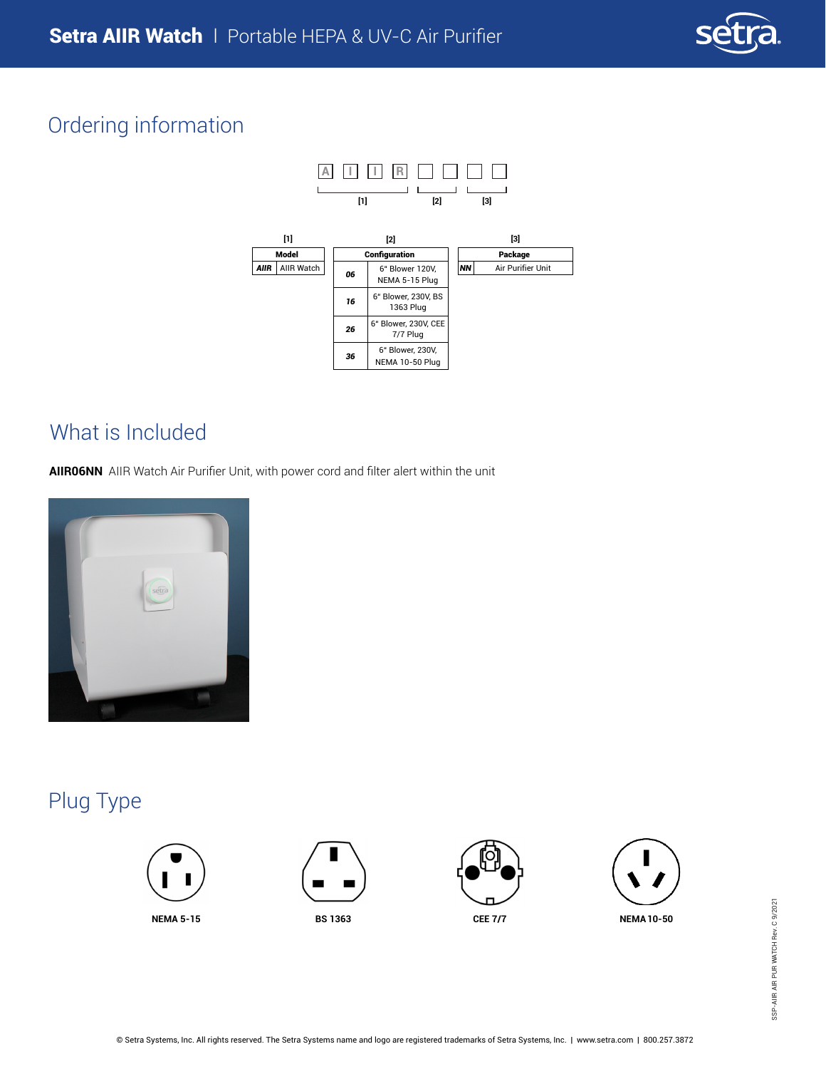## Ordering information

A I I R [ ] [ ] [ ] [ ]

[1] [2] [3]

[1]

| Model | |
|---|---|
| AIIR | AIIR Watch |

[2]

| Configuration | |
|---|---|
| 06 | 6" Blower 120V, NEMA 5-15 Plug |
| 16 | 6" Blower, 230V, BS 1363 Plug |
| 26 | 6" Blower, 230V, CEE 7/7 Plug |
| 36 | 6" Blower, 230V, NEMA 10-50 Plug |

[3]

| Package | |
|---|---|
| NN | Air Purifier Unit |

## What is Included

**AIIR06NN** AIIR Watch Air Purifier Unit, with power cord and filter alert within the unit

## Plug Type

NEMA 5-15

BS 1363

CEE 7/7

NEMA 10-50

SSP-AIIR AIR PUR WATCH Rev. C 9/2021

© Setra Systems, Inc. All rights reserved. The Setra Systems name and logo are registered trademarks of Setra Systems, Inc. | www.setra.com | 800.257.3872